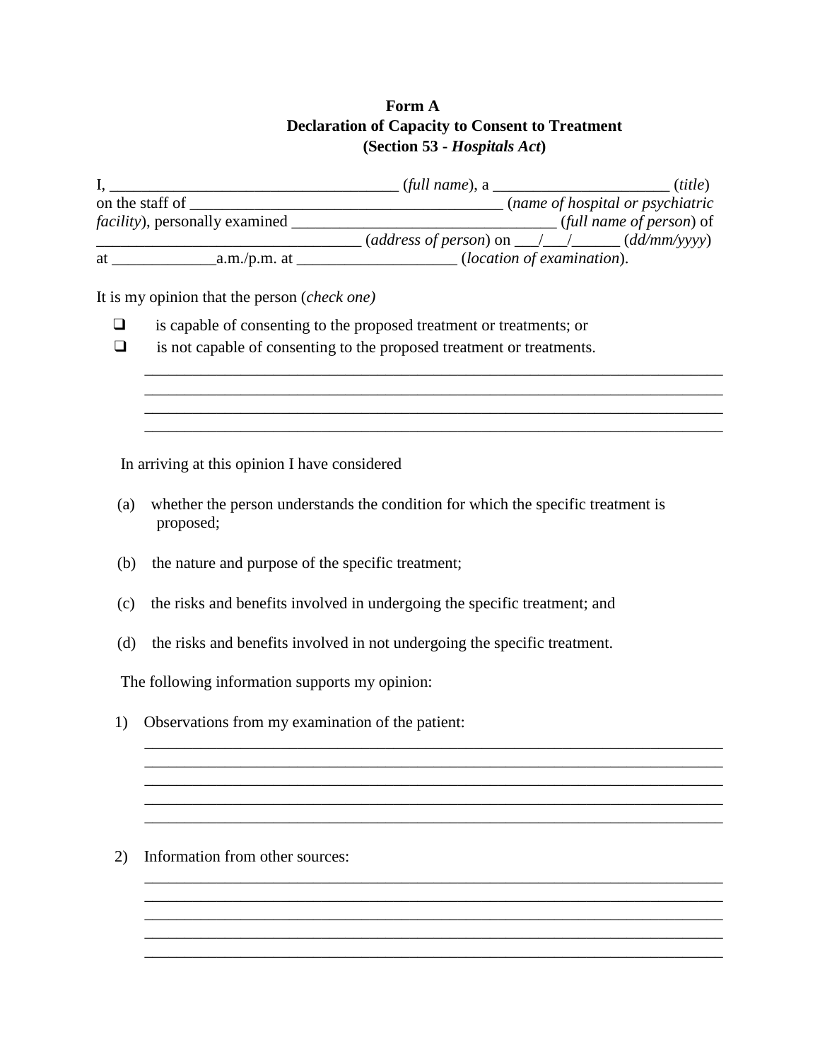**Form A**
**Declaration of Capacity to Consent to Treatment**
**(Section 53 - *Hospitals Act*)**

I, ____________________________________ (*full name*), a ______________________ (*title*) on the staff of _______________________________________ (*name of hospital or psychiatric facility*), personally examined _________________________________ (*full name of person*) of ________________________________ (*address of person*) on ___/___/______ (*dd/mm/yyyy*) at _____________a.m./p.m. at ____________________ (*location of examination*).

It is my opinion that the person (*check one)*

- ❑ is capable of consenting to the proposed treatment or treatments; or
- ❑ is not capable of consenting to the proposed treatment or treatments.

__________________________________________________________________________
__________________________________________________________________________
__________________________________________________________________________
__________________________________________________________________________

In arriving at this opinion I have considered

(a) whether the person understands the condition for which the specific treatment is proposed;

(b) the nature and purpose of the specific treatment;

(c) the risks and benefits involved in undergoing the specific treatment; and

(d) the risks and benefits involved in not undergoing the specific treatment.

The following information supports my opinion:

1) Observations from my examination of the patient:

__________________________________________________________________________
__________________________________________________________________________
__________________________________________________________________________
__________________________________________________________________________
__________________________________________________________________________

2) Information from other sources:

__________________________________________________________________________
__________________________________________________________________________
__________________________________________________________________________
__________________________________________________________________________
__________________________________________________________________________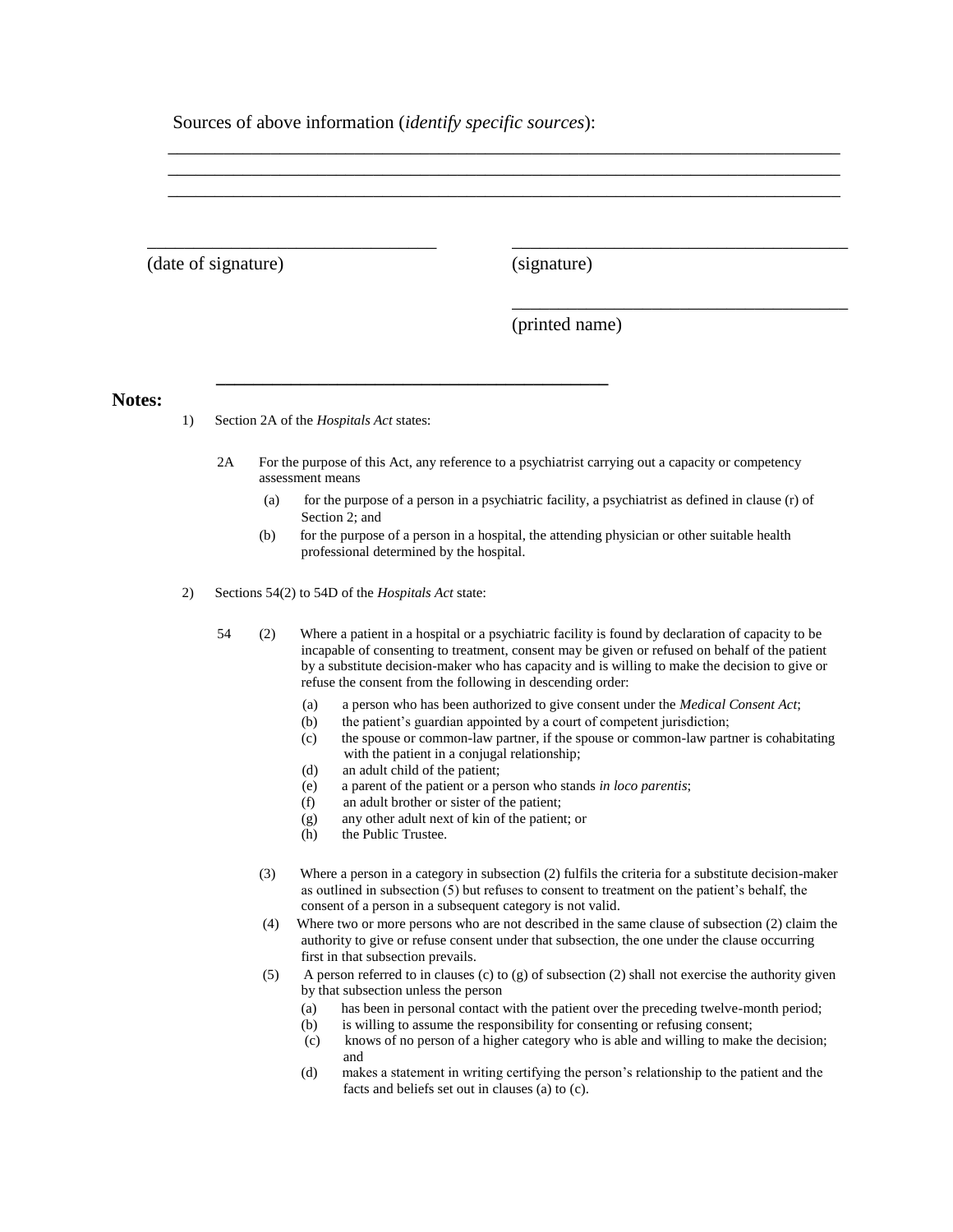Sources of above information (*identify specific sources*):

\_\_\_\_\_\_\_\_\_\_\_\_\_\_\_\_\_\_\_\_\_\_\_\_\_\_\_\_\_\_\_\_\_\_\_\_\_\_\_\_\_\_\_\_\_\_\_\_\_\_\_\_\_\_\_\_\_\_\_\_\_\_\_\_\_\_\_\_\_\_\_\_\_\_
\_\_\_\_\_\_\_\_\_\_\_\_\_\_\_\_\_\_\_\_\_\_\_\_\_\_\_\_\_\_\_\_\_\_\_\_\_\_\_\_\_\_\_\_\_\_\_\_\_\_\_\_\_\_\_\_\_\_\_\_\_\_\_\_\_\_\_\_\_\_\_\_\_\_
\_\_\_\_\_\_\_\_\_\_\_\_\_\_\_\_\_\_\_\_\_\_\_\_\_\_\_\_\_\_\_\_\_\_\_\_\_\_\_\_\_\_\_\_\_\_\_\_\_\_\_\_\_\_\_\_\_\_\_\_\_\_\_\_\_\_\_\_\_\_\_\_\_\_

\_\_\_\_\_\_\_\_\_\_\_\_\_\_\_\_\_\_\_\_\_\_\_\_\_\_\_\_\_\_ &nbsp;&nbsp;&nbsp;&nbsp; \_\_\_\_\_\_\_\_\_\_\_\_\_\_\_\_\_\_\_\_\_\_\_\_\_\_\_\_\_\_\_\_\_\_\_\_
(date of signature) &nbsp;&nbsp;&nbsp;&nbsp; (signature)

\_\_\_\_\_\_\_\_\_\_\_\_\_\_\_\_\_\_\_\_\_\_\_\_\_\_\_\_\_\_\_\_\_\_\_\_
(printed name)

---

**Notes:**

1) Section 2A of the *Hospitals Act* states:

2A For the purpose of this Act, any reference to a psychiatrist carrying out a capacity or competency assessment means

(a) for the purpose of a person in a psychiatric facility, a psychiatrist as defined in clause (r) of Section 2; and

(b) for the purpose of a person in a hospital, the attending physician or other suitable health professional determined by the hospital.

2) Sections 54(2) to 54D of the *Hospitals Act* state:

54 (2) Where a patient in a hospital or a psychiatric facility is found by declaration of capacity to be incapable of consenting to treatment, consent may be given or refused on behalf of the patient by a substitute decision-maker who has capacity and is willing to make the decision to give or refuse the consent from the following in descending order:

(a) a person who has been authorized to give consent under the *Medical Consent Act*;
(b) the patient's guardian appointed by a court of competent jurisdiction;
(c) the spouse or common-law partner, if the spouse or common-law partner is cohabitating with the patient in a conjugal relationship;
(d) an adult child of the patient;
(e) a parent of the patient or a person who stands *in loco parentis*;
(f) an adult brother or sister of the patient;
(g) any other adult next of kin of the patient; or
(h) the Public Trustee.

(3) Where a person in a category in subsection (2) fulfils the criteria for a substitute decision-maker as outlined in subsection (5) but refuses to consent to treatment on the patient's behalf, the consent of a person in a subsequent category is not valid.

(4) Where two or more persons who are not described in the same clause of subsection (2) claim the authority to give or refuse consent under that subsection, the one under the clause occurring first in that subsection prevails.

(5) A person referred to in clauses (c) to (g) of subsection (2) shall not exercise the authority given by that subsection unless the person

(a) has been in personal contact with the patient over the preceding twelve-month period;
(b) is willing to assume the responsibility for consenting or refusing consent;
(c) knows of no person of a higher category who is able and willing to make the decision; and
(d) makes a statement in writing certifying the person's relationship to the patient and the facts and beliefs set out in clauses (a) to (c).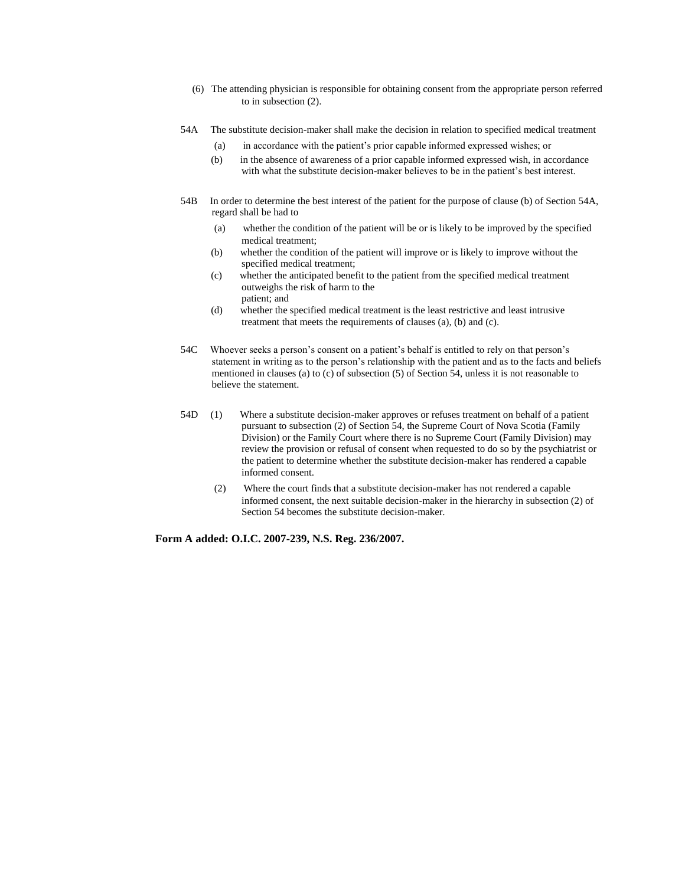(6) The attending physician is responsible for obtaining consent from the appropriate person referred to in subsection (2).

54A The substitute decision-maker shall make the decision in relation to specified medical treatment

(a) in accordance with the patient's prior capable informed expressed wishes; or

(b) in the absence of awareness of a prior capable informed expressed wish, in accordance with what the substitute decision-maker believes to be in the patient's best interest.

54B In order to determine the best interest of the patient for the purpose of clause (b) of Section 54A, regard shall be had to

(a) whether the condition of the patient will be or is likely to be improved by the specified medical treatment;

(b) whether the condition of the patient will improve or is likely to improve without the specified medical treatment;

(c) whether the anticipated benefit to the patient from the specified medical treatment outweighs the risk of harm to the patient; and

(d) whether the specified medical treatment is the least restrictive and least intrusive treatment that meets the requirements of clauses (a), (b) and (c).

54C Whoever seeks a person's consent on a patient's behalf is entitled to rely on that person's statement in writing as to the person's relationship with the patient and as to the facts and beliefs mentioned in clauses (a) to (c) of subsection (5) of Section 54, unless it is not reasonable to believe the statement.

54D (1) Where a substitute decision-maker approves or refuses treatment on behalf of a patient pursuant to subsection (2) of Section 54, the Supreme Court of Nova Scotia (Family Division) or the Family Court where there is no Supreme Court (Family Division) may review the provision or refusal of consent when requested to do so by the psychiatrist or the patient to determine whether the substitute decision-maker has rendered a capable informed consent.

(2) Where the court finds that a substitute decision-maker has not rendered a capable informed consent, the next suitable decision-maker in the hierarchy in subsection (2) of Section 54 becomes the substitute decision-maker.

**Form A added: O.I.C. 2007-239, N.S. Reg. 236/2007.**